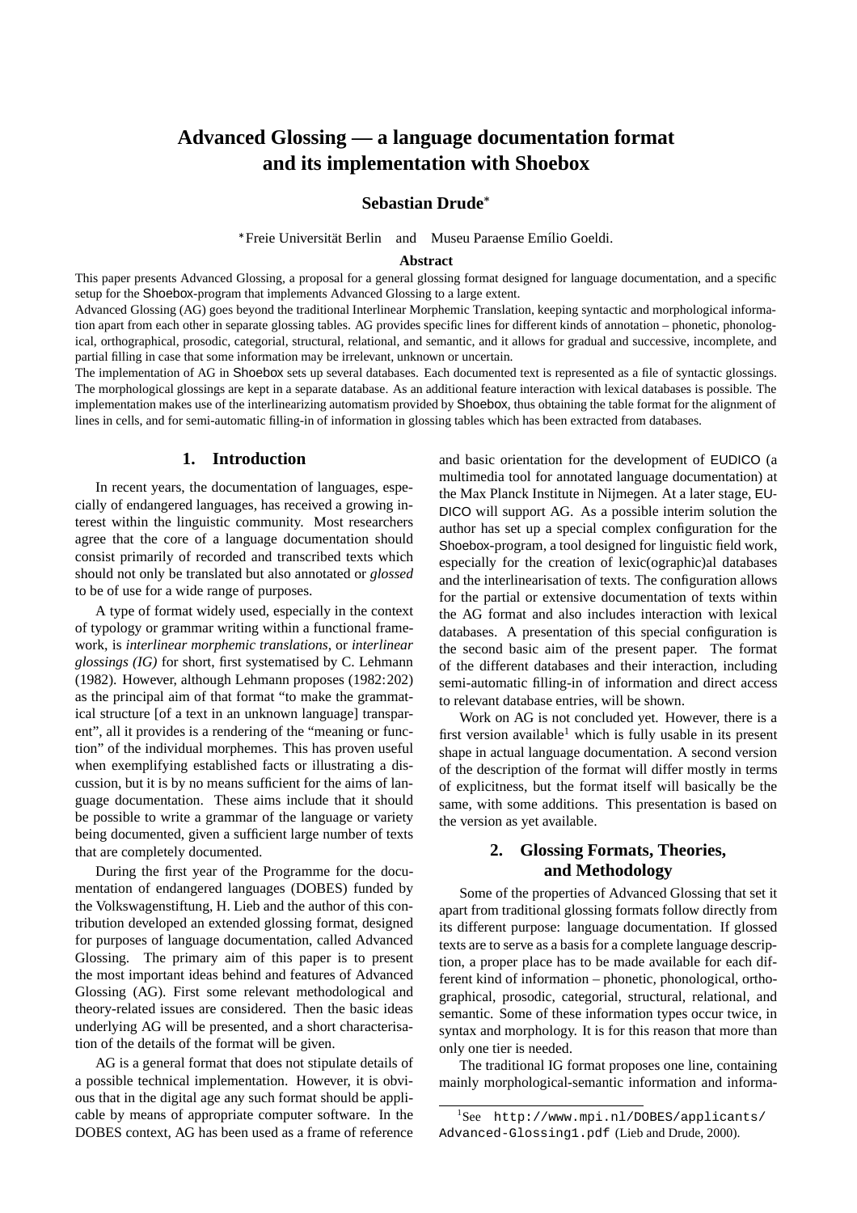# Advanced Glossing — a language documentation format and its implementation with Shoebox

**Sebastian Drude***

*Freie Universität Berlin and Museu Paraense Emílio Goeldi.

## Abstract

This paper presents Advanced Glossing, a proposal for a general glossing format designed for language documentation, and a specific setup for the Shoebox-program that implements Advanced Glossing to a large extent.

Advanced Glossing (AG) goes beyond the traditional Interlinear Morphemic Translation, keeping syntactic and morphological information apart from each other in separate glossing tables. AG provides specific lines for different kinds of annotation – phonetic, phonological, orthographical, prosodic, categorial, structural, relational, and semantic, and it allows for gradual and successive, incomplete, and partial filling in case that some information may be irrelevant, unknown or uncertain.

The implementation of AG in Shoebox sets up several databases. Each documented text is represented as a file of syntactic glossings. The morphological glossings are kept in a separate database. As an additional feature interaction with lexical databases is possible. The implementation makes use of the interlinearizing automatism provided by Shoebox, thus obtaining the table format for the alignment of lines in cells, and for semi-automatic filling-in of information in glossing tables which has been extracted from databases.

## 1. Introduction

In recent years, the documentation of languages, especially of endangered languages, has received a growing interest within the linguistic community. Most researchers agree that the core of a language documentation should consist primarily of recorded and transcribed texts which should not only be translated but also annotated or *glossed* to be of use for a wide range of purposes.

A type of format widely used, especially in the context of typology or grammar writing within a functional framework, is *interlinear morphemic translations*, or *interlinear glossings (IG)* for short, first systematised by C. Lehmann (1982). However, although Lehmann proposes (1982:202) as the principal aim of that format "to make the grammatical structure [of a text in an unknown language] transparent", all it provides is a rendering of the "meaning or function" of the individual morphemes. This has proven useful when exemplifying established facts or illustrating a discussion, but it is by no means sufficient for the aims of language documentation. These aims include that it should be possible to write a grammar of the language or variety being documented, given a sufficient large number of texts that are completely documented.

During the first year of the Programme for the documentation of endangered languages (DOBES) funded by the Volkswagenstiftung, H. Lieb and the author of this contribution developed an extended glossing format, designed for purposes of language documentation, called Advanced Glossing. The primary aim of this paper is to present the most important ideas behind and features of Advanced Glossing (AG). First some relevant methodological and theory-related issues are considered. Then the basic ideas underlying AG will be presented, and a short characterisation of the details of the format will be given.

AG is a general format that does not stipulate details of a possible technical implementation. However, it is obvious that in the digital age any such format should be applicable by means of appropriate computer software. In the DOBES context, AG has been used as a frame of reference and basic orientation for the development of EUDICO (a multimedia tool for annotated language documentation) at the Max Planck Institute in Nijmegen. At a later stage, EUDICO will support AG. As a possible interim solution the author has set up a special complex configuration for the Shoebox-program, a tool designed for linguistic field work, especially for the creation of lexic(ographic)al databases and the interlinearisation of texts. The configuration allows for the partial or extensive documentation of texts within the AG format and also includes interaction with lexical databases. A presentation of this special configuration is the second basic aim of the present paper. The format of the different databases and their interaction, including semi-automatic filling-in of information and direct access to relevant database entries, will be shown.

Work on AG is not concluded yet. However, there is a first version available[1] which is fully usable in its present shape in actual language documentation. A second version of the description of the format will differ mostly in terms of explicitness, but the format itself will basically be the same, with some additions. This presentation is based on the version as yet available.

## 2. Glossing Formats, Theories, and Methodology

Some of the properties of Advanced Glossing that set it apart from traditional glossing formats follow directly from its different purpose: language documentation. If glossed texts are to serve as a basis for a complete language description, a proper place has to be made available for each different kind of information – phonetic, phonological, orthographical, prosodic, categorial, structural, relational, and semantic. Some of these information types occur twice, in syntax and morphology. It is for this reason that more than only one tier is needed.

The traditional IG format proposes one line, containing mainly morphological-semantic information and informa-

[1] See `http://www.mpi.nl/DOBES/applicants/Advanced-Glossing1.pdf` (Lieb and Drude, 2000).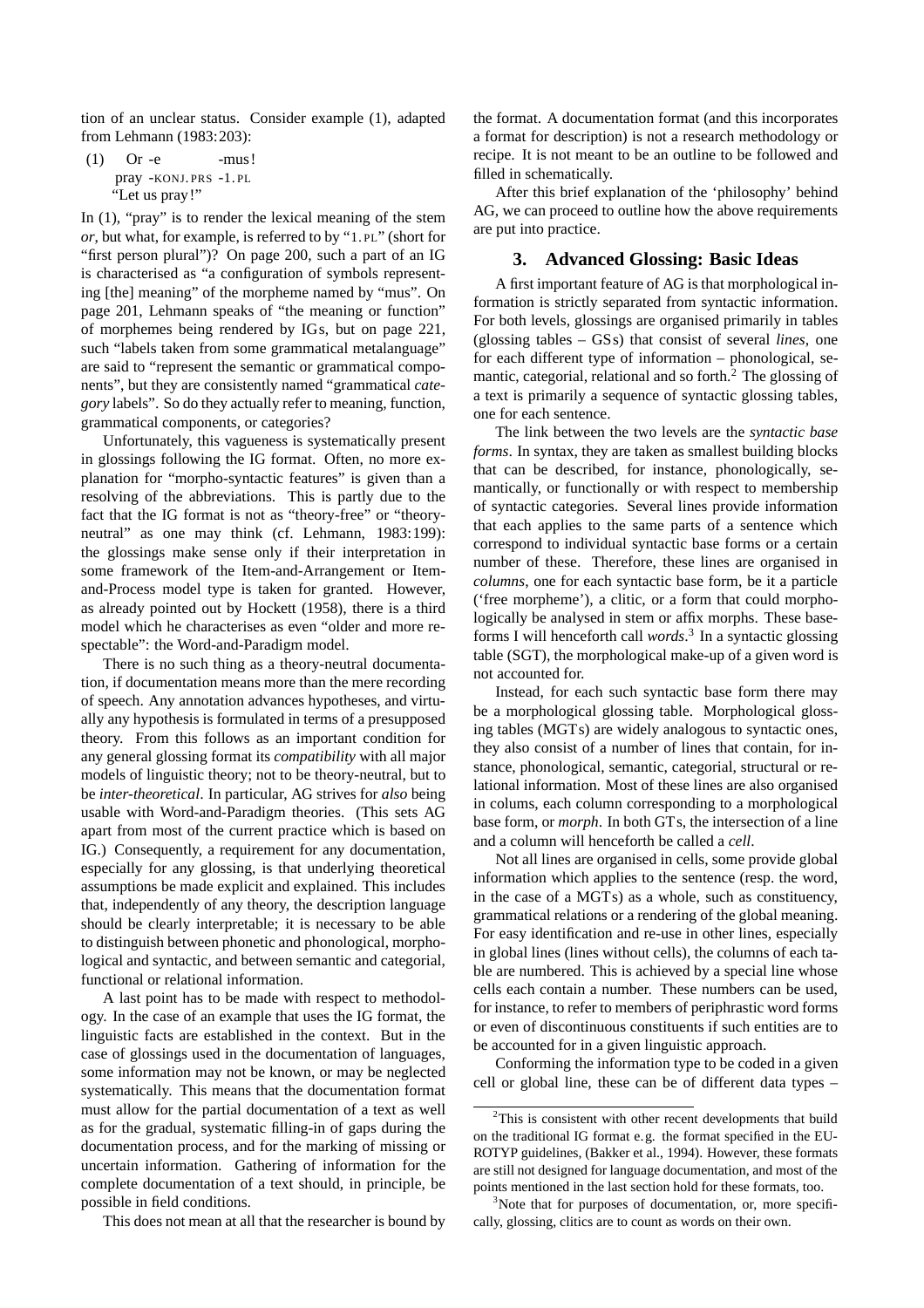tion of an unclear status. Consider example (1), adapted from Lehmann (1983:203):

(1) Or -e -mus!
pray -KONJ.PRS -1.PL
"Let us pray!"

In (1), "pray" is to render the lexical meaning of the stem *or*, but what, for example, is referred to by "1.PL" (short for "first person plural")? On page 200, such a part of an IG is characterised as "a configuration of symbols representing [the] meaning" of the morpheme named by "mus". On page 201, Lehmann speaks of "the meaning or function" of morphemes being rendered by IGs, but on page 221, such "labels taken from some grammatical metalanguage" are said to "represent the semantic or grammatical components", but they are consistently named "grammatical *category* labels". So do they actually refer to meaning, function, grammatical components, or categories?

Unfortunately, this vagueness is systematically present in glossings following the IG format. Often, no more explanation for "morpho-syntactic features" is given than a resolving of the abbreviations. This is partly due to the fact that the IG format is not as "theory-free" or "theory-neutral" as one may think (cf. Lehmann, 1983:199): the glossings make sense only if their interpretation in some framework of the Item-and-Arrangement or Item-and-Process model type is taken for granted. However, as already pointed out by Hockett (1958), there is a third model which he characterises as even "older and more respectable": the Word-and-Paradigm model.

There is no such thing as a theory-neutral documentation, if documentation means more than the mere recording of speech. Any annotation advances hypotheses, and virtually any hypothesis is formulated in terms of a presupposed theory. From this follows as an important condition for any general glossing format its *compatibility* with all major models of linguistic theory; not to be theory-neutral, but to be *inter-theoretical*. In particular, AG strives for *also* being usable with Word-and-Paradigm theories. (This sets AG apart from most of the current practice which is based on IG.) Consequently, a requirement for any documentation, especially for any glossing, is that underlying theoretical assumptions be made explicit and explained. This includes that, independently of any theory, the description language should be clearly interpretable; it is necessary to be able to distinguish between phonetic and phonological, morphological and syntactic, and between semantic and categorial, functional or relational information.

A last point has to be made with respect to methodology. In the case of an example that uses the IG format, the linguistic facts are established in the context. But in the case of glossings used in the documentation of languages, some information may not be known, or may be neglected systematically. This means that the documentation format must allow for the partial documentation of a text as well as for the gradual, systematic filling-in of gaps during the documentation process, and for the marking of missing or uncertain information. Gathering of information for the complete documentation of a text should, in principle, be possible in field conditions.

This does not mean at all that the researcher is bound by the format. A documentation format (and this incorporates a format for description) is not a research methodology or recipe. It is not meant to be an outline to be followed and filled in schematically.

After this brief explanation of the 'philosophy' behind AG, we can proceed to outline how the above requirements are put into practice.

## 3. Advanced Glossing: Basic Ideas

A first important feature of AG is that morphological information is strictly separated from syntactic information. For both levels, glossings are organised primarily in tables (glossing tables – GSs) that consist of several *lines*, one for each different type of information – phonological, semantic, categorial, relational and so forth.[2] The glossing of a text is primarily a sequence of syntactic glossing tables, one for each sentence.

The link between the two levels are the *syntactic base forms*. In syntax, they are taken as smallest building blocks that can be described, for instance, phonologically, semantically, or functionally or with respect to membership of syntactic categories. Several lines provide information that each applies to the same parts of a sentence which correspond to individual syntactic base forms or a certain number of these. Therefore, these lines are organised in *columns*, one for each syntactic base form, be it a particle ('free morpheme'), a clitic, or a form that could morphologically be analysed in stem or affix morphs. These base-forms I will henceforth call *words*.[3] In a syntactic glossing table (SGT), the morphological make-up of a given word is not accounted for.

Instead, for each such syntactic base form there may be a morphological glossing table. Morphological glossing tables (MGTs) are widely analogous to syntactic ones, they also consist of a number of lines that contain, for instance, phonological, semantic, categorial, structural or relational information. Most of these lines are also organised in colums, each column corresponding to a morphological base form, or *morph*. In both GTs, the intersection of a line and a column will henceforth be called a *cell*.

Not all lines are organised in cells, some provide global information which applies to the sentence (resp. the word, in the case of a MGTs) as a whole, such as constituency, grammatical relations or a rendering of the global meaning. For easy identification and re-use in other lines, especially in global lines (lines without cells), the columns of each table are numbered. This is achieved by a special line whose cells each contain a number. These numbers can be used, for instance, to refer to members of periphrastic word forms or even of discontinuous constituents if such entities are to be accounted for in a given linguistic approach.

Conforming the information type to be coded in a given cell or global line, these can be of different data types –

[2] This is consistent with other recent developments that build on the traditional IG format e.g. the format specified in the EUROTYP guidelines, (Bakker et al., 1994). However, these formats are still not designed for language documentation, and most of the points mentioned in the last section hold for these formats, too.

[3] Note that for purposes of documentation, or, more specifically, glossing, clitics are to count as words on their own.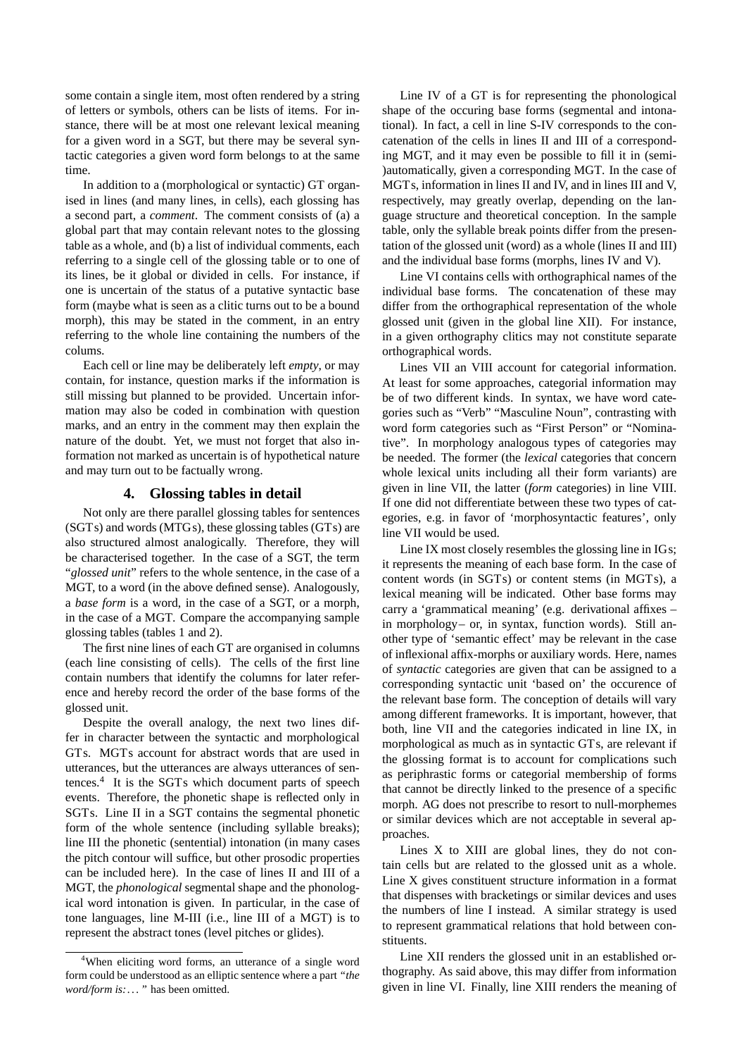some contain a single item, most often rendered by a string of letters or symbols, others can be lists of items. For instance, there will be at most one relevant lexical meaning for a given word in a SGT, but there may be several syntactic categories a given word form belongs to at the same time.

In addition to a (morphological or syntactic) GT organised in lines (and many lines, in cells), each glossing has a second part, a *comment*. The comment consists of (a) a global part that may contain relevant notes to the glossing table as a whole, and (b) a list of individual comments, each referring to a single cell of the glossing table or to one of its lines, be it global or divided in cells. For instance, if one is uncertain of the status of a putative syntactic base form (maybe what is seen as a clitic turns out to be a bound morph), this may be stated in the comment, in an entry referring to the whole line containing the numbers of the colums.

Each cell or line may be deliberately left *empty*, or may contain, for instance, question marks if the information is still missing but planned to be provided. Uncertain information may also be coded in combination with question marks, and an entry in the comment may then explain the nature of the doubt. Yet, we must not forget that also information not marked as uncertain is of hypothetical nature and may turn out to be factually wrong.

## 4. Glossing tables in detail

Not only are there parallel glossing tables for sentences (SGTs) and words (MTGs), these glossing tables (GTs) are also structured almost analogically. Therefore, they will be characterised together. In the case of a SGT, the term "*glossed unit*" refers to the whole sentence, in the case of a MGT, to a word (in the above defined sense). Analogously, a *base form* is a word, in the case of a SGT, or a morph, in the case of a MGT. Compare the accompanying sample glossing tables (tables 1 and 2).

The first nine lines of each GT are organised in columns (each line consisting of cells). The cells of the first line contain numbers that identify the columns for later reference and hereby record the order of the base forms of the glossed unit.

Despite the overall analogy, the next two lines differ in character between the syntactic and morphological GTs. MGTs account for abstract words that are used in utterances, but the utterances are always utterances of sentences.[4] It is the SGTs which document parts of speech events. Therefore, the phonetic shape is reflected only in SGTs. Line II in a SGT contains the segmental phonetic form of the whole sentence (including syllable breaks); line III the phonetic (sentential) intonation (in many cases the pitch contour will suffice, but other prosodic properties can be included here). In the case of lines II and III of a MGT, the *phonological* segmental shape and the phonological word intonation is given. In particular, in the case of tone languages, line M-III (i.e., line III of a MGT) is to represent the abstract tones (level pitches or glides).

[4] When eliciting word forms, an utterance of a single word form could be understood as an elliptic sentence where a part *"the word/form is:...*" has been omitted.

Line IV of a GT is for representing the phonological shape of the occuring base forms (segmental and intonational). In fact, a cell in line S-IV corresponds to the concatenation of the cells in lines II and III of a corresponding MGT, and it may even be possible to fill it in (semi-)automatically, given a corresponding MGT. In the case of MGTs, information in lines II and IV, and in lines III and V, respectively, may greatly overlap, depending on the language structure and theoretical conception. In the sample table, only the syllable break points differ from the presentation of the glossed unit (word) as a whole (lines II and III) and the individual base forms (morphs, lines IV and V).

Line VI contains cells with orthographical names of the individual base forms. The concatenation of these may differ from the orthographical representation of the whole glossed unit (given in the global line XII). For instance, in a given orthography clitics may not constitute separate orthographical words.

Lines VII an VIII account for categorial information. At least for some approaches, categorial information may be of two different kinds. In syntax, we have word categories such as "Verb" "Masculine Noun", contrasting with word form categories such as "First Person" or "Nominative". In morphology analogous types of categories may be needed. The former (the *lexical* categories that concern whole lexical units including all their form variants) are given in line VII, the latter (*form* categories) in line VIII. If one did not differentiate between these two types of categories, e.g. in favor of 'morphosyntactic features', only line VII would be used.

Line IX most closely resembles the glossing line in IGs; it represents the meaning of each base form. In the case of content words (in SGTs) or content stems (in MGTs), a lexical meaning will be indicated. Other base forms may carry a 'grammatical meaning' (e.g. derivational affixes – in morphology– or, in syntax, function words). Still another type of 'semantic effect' may be relevant in the case of inflexional affix-morphs or auxiliary words. Here, names of *syntactic* categories are given that can be assigned to a corresponding syntactic unit 'based on' the occurence of the relevant base form. The conception of details will vary among different frameworks. It is important, however, that both, line VII and the categories indicated in line IX, in morphological as much as in syntactic GTs, are relevant if the glossing format is to account for complications such as periphrastic forms or categorial membership of forms that cannot be directly linked to the presence of a specific morph. AG does not prescribe to resort to null-morphemes or similar devices which are not acceptable in several approaches.

Lines X to XIII are global lines, they do not contain cells but are related to the glossed unit as a whole. Line X gives constituent structure information in a format that dispenses with bracketings or similar devices and uses the numbers of line I instead. A similar strategy is used to represent grammatical relations that hold between constituents.

Line XII renders the glossed unit in an established orthography. As said above, this may differ from information given in line VI. Finally, line XIII renders the meaning of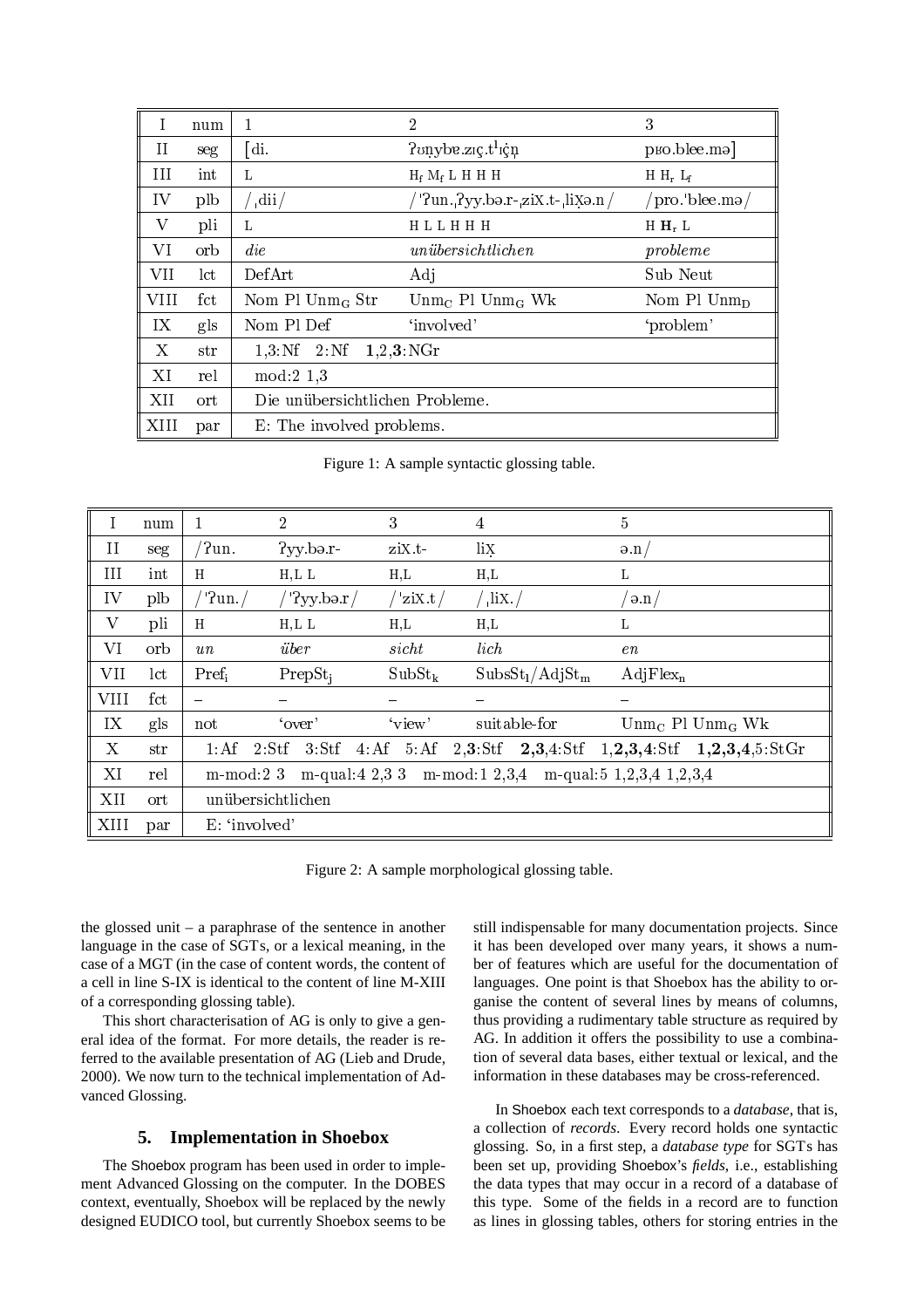| I | num | 1 | 2 | 3 |
|---|---|---|---|---|
| II | seg | [di. | ʔʊn̩ybɐ.zɪç.tˡɪç̩n̩ | pʁo.bleː.mə] |
| III | int | L | $H_f$ $M_f$ L H H H | H $H_r$ $L_f$ |
| IV | plb | /ˌdiː/ | /ˈʔun.ˌʔyy.bə.r-ˌziX.t-ˌliX̩ə.n/ | /pro.ˈbleː.mə/ |
| V | pli | L | H L L H H H | H **H**$_r$ L |
| VI | orb | *die* | *unübersichtlichen* | *probleme* |
| VII | lct | DefArt | Adj | Sub Neut |
| VIII | fct | Nom Pl $\text{Unm}_\text{G}$ Str | $\text{Unm}_\text{C}$ Pl $\text{Unm}_\text{G}$ Wk | Nom Pl $\text{Unm}_\text{D}$ |
| IX | gls | Nom Pl Def | 'involved' | 'problem' |
| X | str | 1,3:Nf 2:Nf **1**,2,**3**:NGr | | |
| XI | rel | mod:2 1,3 | | |
| XII | ort | Die unübersichtlichen Probleme. | | |
| XIII | par | E: The involved problems. | | |

Figure 1: A sample syntactic glossing table.

| I | num | 1 | 2 | 3 | 4 | 5 |
|---|---|---|---|---|---|---|
| II | seg | /ʔun. | ʔyy.bə.r- | ziX.t- | liX̩ | ə.n/ |
| III | int | H | H,L L | H,L | H,L | L |
| IV | plb | /ˈʔun./ | /ˈʔyy.bə.r/ | /ˈziX.t/ | /ˌliX./ | /ə.n/ |
| V | pli | H | H,L L | H,L | H,L | L |
| VI | orb | *un* | *über* | *sicht* | *lich* | *en* |
| VII | lct | $\text{Pref}_\text{i}$ | $\text{PrepSt}_\text{j}$ | $\text{SubSt}_\text{k}$ | $\text{SubsSt}_\text{l}$/$\text{AdjSt}_\text{m}$ | $\text{AdjFlex}_\text{n}$ |
| VIII | fct | – | – | – | – | – |
| IX | gls | not | 'over' | 'view' | suitable-for | $\text{Unm}_\text{C}$ Pl $\text{Unm}_\text{G}$ Wk |
| X | str | 1:Af 2:Stf 3:Stf 4:Af 5:Af 2,**3**:Stf **2**,**3**,4:Stf 1,**2**,**3**,**4**:Stf **1**,**2**,**3**,**4**,5:StGr | | | | |
| XI | rel | m-mod:2 3 m-qual:4 2,3 3 m-mod:1 2,3,4 m-qual:5 1,2,3,4 1,2,3,4 | | | | |
| XII | ort | unübersichtlichen | | | | |
| XIII | par | E: 'involved' | | | | |

Figure 2: A sample morphological glossing table.

the glossed unit – a paraphrase of the sentence in another language in the case of SGTs, or a lexical meaning, in the case of a MGT (in the case of content words, the content of a cell in line S-IX is identical to the content of line M-XIII of a corresponding glossing table).

This short characterisation of AG is only to give a general idea of the format. For more details, the reader is referred to the available presentation of AG (Lieb and Drude, 2000). We now turn to the technical implementation of Advanced Glossing.

## 5. Implementation in Shoebox

The Shoebox program has been used in order to implement Advanced Glossing on the computer. In the DOBES context, eventually, Shoebox will be replaced by the newly designed EUDICO tool, but currently Shoebox seems to be still indispensable for many documentation projects. Since it has been developed over many years, it shows a number of features which are useful for the documentation of languages. One point is that Shoebox has the ability to organise the content of several lines by means of columns, thus providing a rudimentary table structure as required by AG. In addition it offers the possibility to use a combination of several data bases, either textual or lexical, and the information in these databases may be cross-referenced.

In Shoebox each text corresponds to a *database*, that is, a collection of *records*. Every record holds one syntactic glossing. So, in a first step, a *database type* for SGTs has been set up, providing Shoebox's *fields*, i.e., establishing the data types that may occur in a record of a database of this type. Some of the fields in a record are to function as lines in glossing tables, others for storing entries in the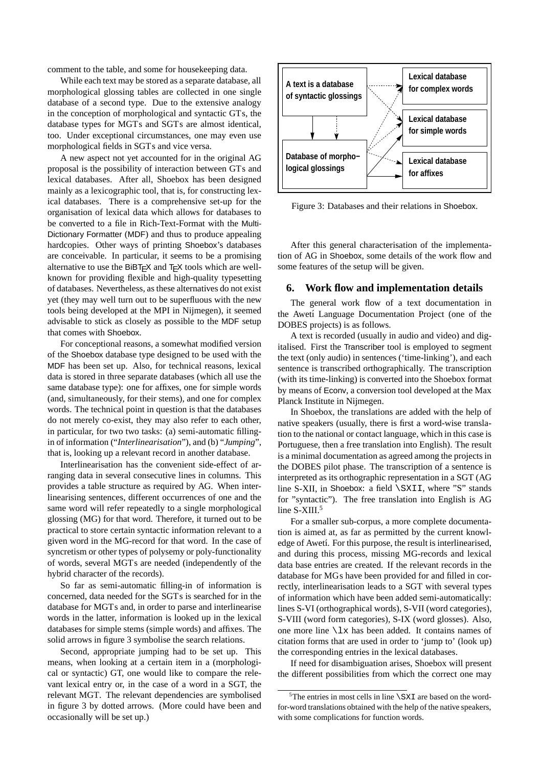comment to the table, and some for housekeeping data.

While each text may be stored as a separate database, all morphological glossing tables are collected in one single database of a second type. Due to the extensive analogy in the conception of morphological and syntactic GTs, the database types for MGTs and SGTs are almost identical, too. Under exceptional circumstances, one may even use morphological fields in SGTs and vice versa.

A new aspect not yet accounted for in the original AG proposal is the possibility of interaction between GTs and lexical databases. After all, Shoebox has been designed mainly as a lexicographic tool, that is, for constructing lexical databases. There is a comprehensive set-up for the organisation of lexical data which allows for databases to be converted to a file in Rich-Text-Format with the Multi-Dictionary Formatter (MDF) and thus to produce appealing hardcopies. Other ways of printing Shoebox's databases are conceivable. In particular, it seems to be a promising alternative to use the BiBTEX and TEX tools which are well-known for providing flexible and high-quality typesetting of databases. Nevertheless, as these alternatives do not exist yet (they may well turn out to be superfluous with the new tools being developed at the MPI in Nijmegen), it seemed advisable to stick as closely as possible to the MDF setup that comes with Shoebox.

For conceptional reasons, a somewhat modified version of the Shoebox database type designed to be used with the MDF has been set up. Also, for technical reasons, lexical data is stored in three separate databases (which all use the same database type): one for affixes, one for simple words (and, simultaneously, for their stems), and one for complex words. The technical point in question is that the databases do not merely co-exist, they may also refer to each other, in particular, for two two tasks: (a) semi-automatic filling-in of information ("*Interlinearisation*"), and (b) "*Jumping*", that is, looking up a relevant record in another database.

Interlinearisation has the convenient side-effect of arranging data in several consecutive lines in columns. This provides a table structure as required by AG. When interlinearising sentences, different occurrences of one and the same word will refer repeatedly to a single morphological glossing (MG) for that word. Therefore, it turned out to be practical to store certain syntactic information relevant to a given word in the MG-record for that word. In the case of syncretism or other types of polysemy or poly-functionality of words, several MGTs are needed (independently of the hybrid character of the records).

So far as semi-automatic filling-in of information is concerned, data needed for the SGTs is searched for in the database for MGTs and, in order to parse and interlinearise words in the latter, information is looked up in the lexical databases for simple stems (simple words) and affixes. The solid arrows in figure 3 symbolise the search relations.

Second, appropriate jumping had to be set up. This means, when looking at a certain item in a (morphological or syntactic) GT, one would like to compare the relevant lexical entry or, in the case of a word in a SGT, the relevant MGT. The relevant dependencies are symbolised in figure 3 by dotted arrows. (More could have been and occasionally will be set up.)

| A text is a database of syntactic glossings | Lexical database for complex words |
|---|---|
| | Lexical database for simple words |
| Database of morpho–logical glossings | Lexical database for affixes |

Figure 3: Databases and their relations in Shoebox.

After this general characterisation of the implementation of AG in Shoebox, some details of the work flow and some features of the setup will be given.

## 6. Work flow and implementation details

The general work flow of a text documentation in the Awetí Language Documentation Project (one of the DOBES projects) is as follows.

A text is recorded (usually in audio and video) and digitalised. First the Transcriber tool is employed to segment the text (only audio) in sentences ('time-linking'), and each sentence is transcribed orthographically. The transcription (with its time-linking) is converted into the Shoebox format by means of Econv, a conversion tool developed at the Max Planck Institute in Nijmegen.

In Shoebox, the translations are added with the help of native speakers (usually, there is first a word-wise translation to the national or contact language, which in this case is Portuguese, then a free translation into English). The result is a minimal documentation as agreed among the projects in the DOBES pilot phase. The transcription of a sentence is interpreted as its orthographic representation in a SGT (AG line S-XII, in Shoebox: a field `\SXII`, where "S" stands for "syntactic"). The free translation into English is AG line S-XIII.[5]

For a smaller sub-corpus, a more complete documentation is aimed at, as far as permitted by the current knowledge of Awetí. For this purpose, the result is interlinearised, and during this process, missing MG-records and lexical data base entries are created. If the relevant records in the database for MGs have been provided for and filled in correctly, interlinearisation leads to a SGT with several types of information which have been added semi-automatically: lines S-VI (orthographical words), S-VII (word categories), S-VIII (word form categories), S-IX (word glosses). Also, one more line `\lx` has been added. It contains names of citation forms that are used in order to 'jump to' (look up) the corresponding entries in the lexical databases.

If need for disambiguation arises, Shoebox will present the different possibilities from which the correct one may

[5]The entries in most cells in line `\SXI` are based on the word-for-word translations obtained with the help of the native speakers, with some complications for function words.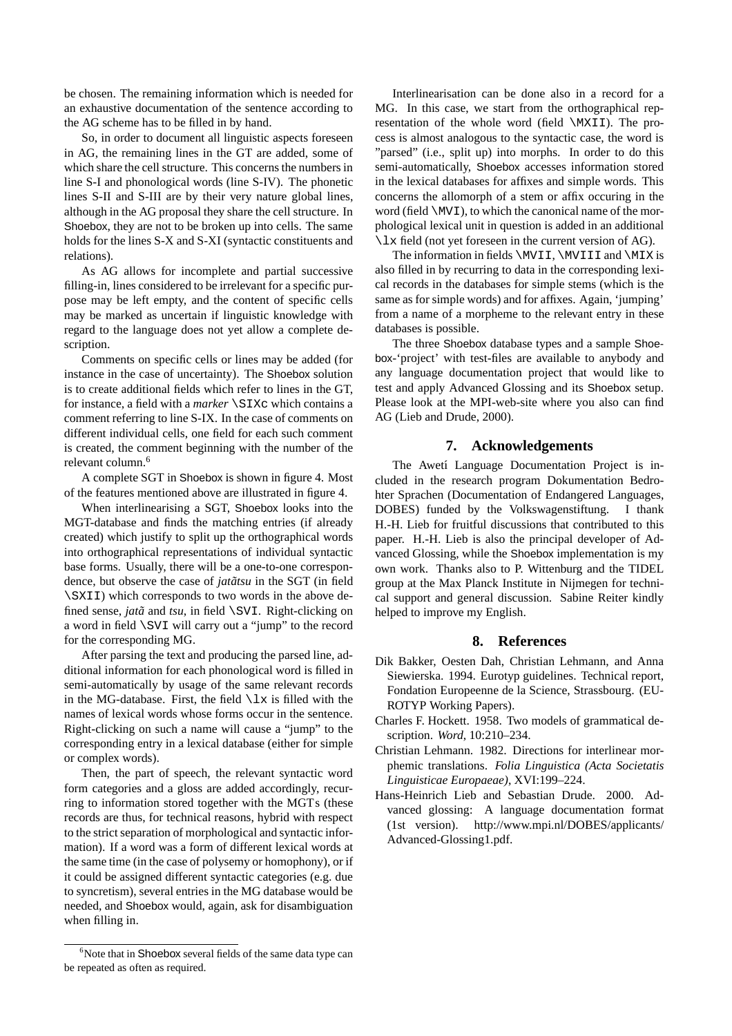be chosen. The remaining information which is needed for an exhaustive documentation of the sentence according to the AG scheme has to be filled in by hand.

So, in order to document all linguistic aspects foreseen in AG, the remaining lines in the GT are added, some of which share the cell structure. This concerns the numbers in line S-I and phonological words (line S-IV). The phonetic lines S-II and S-III are by their very nature global lines, although in the AG proposal they share the cell structure. In Shoebox, they are not to be broken up into cells. The same holds for the lines S-X and S-XI (syntactic constituents and relations).

As AG allows for incomplete and partial successive filling-in, lines considered to be irrelevant for a specific purpose may be left empty, and the content of specific cells may be marked as uncertain if linguistic knowledge with regard to the language does not yet allow a complete description.

Comments on specific cells or lines may be added (for instance in the case of uncertainty). The Shoebox solution is to create additional fields which refer to lines in the GT, for instance, a field with a *marker* `\SIXc` which contains a comment referring to line S-IX. In the case of comments on different individual cells, one field for each such comment is created, the comment beginning with the number of the relevant column.[6]

A complete SGT in Shoebox is shown in figure 4. Most of the features mentioned above are illustrated in figure 4.

When interlinearising a SGT, Shoebox looks into the MGT-database and finds the matching entries (if already created) which justify to split up the orthographical words into orthographical representations of individual syntactic base forms. Usually, there will be a one-to-one correspondence, but observe the case of *jatãtsu* in the SGT (in field `\SXII`) which corresponds to two words in the above defined sense, *jatã* and *tsu*, in field `\SVI`. Right-clicking on a word in field `\SVI` will carry out a "jump" to the record for the corresponding MG.

After parsing the text and producing the parsed line, additional information for each phonological word is filled in semi-automatically by usage of the same relevant records in the MG-database. First, the field `\lx` is filled with the names of lexical words whose forms occur in the sentence. Right-clicking on such a name will cause a "jump" to the corresponding entry in a lexical database (either for simple or complex words).

Then, the part of speech, the relevant syntactic word form categories and a gloss are added accordingly, recurring to information stored together with the MGTs (these records are thus, for technical reasons, hybrid with respect to the strict separation of morphological and syntactic information). If a word was a form of different lexical words at the same time (in the case of polysemy or homophony), or if it could be assigned different syntactic categories (e.g. due to syncretism), several entries in the MG database would be needed, and Shoebox would, again, ask for disambiguation when filling in.

[6] Note that in Shoebox several fields of the same data type can be repeated as often as required.

Interlinearisation can be done also in a record for a MG. In this case, we start from the orthographical representation of the whole word (field `\MXII`). The process is almost analogous to the syntactic case, the word is "parsed" (i.e., split up) into morphs. In order to do this semi-automatically, Shoebox accesses information stored in the lexical databases for affixes and simple words. This concerns the allomorph of a stem or affix occuring in the word (field `\MVI`), to which the canonical name of the morphological lexical unit in question is added in an additional `\lx` field (not yet foreseen in the current version of AG).

The information in fields `\MVII`, `\MVIII` and `\MIX` is also filled in by recurring to data in the corresponding lexical records in the databases for simple stems (which is the same as for simple words) and for affixes. Again, 'jumping' from a name of a morpheme to the relevant entry in these databases is possible.

The three Shoebox database types and a sample Shoebox-'project' with test-files are available to anybody and any language documentation project that would like to test and apply Advanced Glossing and its Shoebox setup. Please look at the MPI-web-site where you also can find AG (Lieb and Drude, 2000).

## 7. Acknowledgements

The Awetí Language Documentation Project is included in the research program Dokumentation Bedrohter Sprachen (Documentation of Endangered Languages, DOBES) funded by the Volkswagenstiftung. I thank H.-H. Lieb for fruitful discussions that contributed to this paper. H.-H. Lieb is also the principal developer of Advanced Glossing, while the Shoebox implementation is my own work. Thanks also to P. Wittenburg and the TIDEL group at the Max Planck Institute in Nijmegen for technical support and general discussion. Sabine Reiter kindly helped to improve my English.

## 8. References

Dik Bakker, Oesten Dah, Christian Lehmann, and Anna Siewierska. 1994. Eurotyp guidelines. Technical report, Fondation Europeenne de la Science, Strassbourg. (EUROTYP Working Papers).

Charles F. Hockett. 1958. Two models of grammatical description. *Word*, 10:210–234.

Christian Lehmann. 1982. Directions for interlinear morphemic translations. *Folia Linguistica (Acta Societatis Linguisticae Europaeae)*, XVI:199–224.

Hans-Heinrich Lieb and Sebastian Drude. 2000. Advanced glossing: A language documentation format (1st version). http://www.mpi.nl/DOBES/applicants/Advanced-Glossing1.pdf.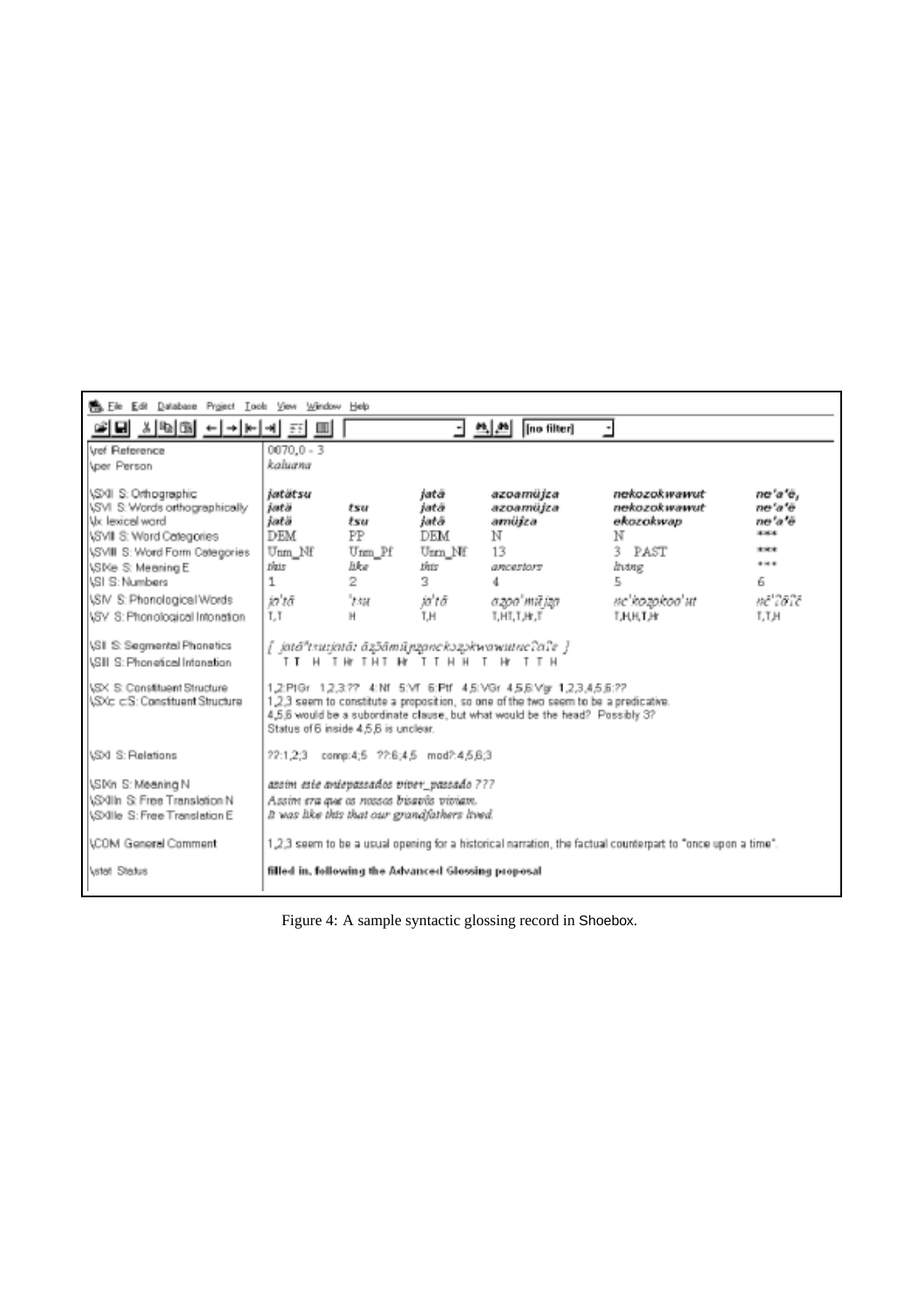| | | | | | | |
|---|---|---|---|---|---|---|
| \ref Reference | 0070,0 - 3 | | | | | |
| \per Person | kaluana | | | | | |
| \SXII S: Orthographic | jatätsu | | jatä | azoamüjza | nekozokwawut | ne'a'ë, |
| \SVI S: Words orthographically | jatä | tsu | jatä | azoamüjza | nekozokwawut | ne'a'ë |
| \x lexical word | jatä | tsu | jatä | amüjza | ekozokwap | ne'a'ë |
| \SVII S: Word Categories | DEM | PP | DEM | N | N | *** |
| \SVIII S: Word Form Categories | Unm_Nf | Unm_Pf | Unm_Nf | 13 | 3 PAST | *** |
| \SXe S: Meaning E | this | like | this | ancestors | living | *** |
| \SI S: Numbers | 1 | 2 | 3 | 4 | 5 | 6 |
| \SIV S: Phonological Words | ja'tõ | 'tsu | ja'tõ | azoa'müjza | ne'kozokoa'ut | nẽ'ʔãʔẽ |
| \SV S: Phonological Intonation | T,T | H | T,H | T,HT,T,Hr,T | T,H,H,T,Hr | T,T,H |
| \SII S: Segmental Phonetics | [ jatäʰtsujatä: äʒõãmüjʒanekɔzɔkwawutneʔaʔe ] | | | | | |
| \SIII S: Phonetical Intonation | T T H T Hr T H T Hr T T H H T Hr T T H | | | | | |
| \SX S: Constituent Structure | 1,2:PtGr 1,2,3:?? 4:Nf 5:Vf 6:Ptf 4,5:VGr 4,5,6:Vgr 1,2,3,4,5,6:?? | | | | | |
| \SXc c:S: Constituent Structure | 1,2,3 seem to constitute a proposition, so one of the two seem to be a predicative. 4,5,6 would be a subordinate clause, but what would be the head? Possibly 3? Status of 6 inside 4,5,6 is unclear. | | | | | |
| \SXI S: Relations | ??:1,2;3 comp:4;5 ??:6;4,5 mod?:4,5,6;3 | | | | | |
| \SIXn S: Meaning N | assim este antepassados viver_passado ??? | | | | | |
| \SXIIIn S: Free Translation N | Assim era que os nossos bisavôs viviam. | | | | | |
| \SXIIIe S: Free Translation E | It was like this that our grandfathers lived. | | | | | |
| \COM General Comment | 1,2,3 seem to be a usual opening for a historical narration, the factual counterpart to "once upon a time". | | | | | |
| \stat Status | filled in, following the Advanced Glossing proposal | | | | | |

Figure 4: A sample syntactic glossing record in Shoebox.